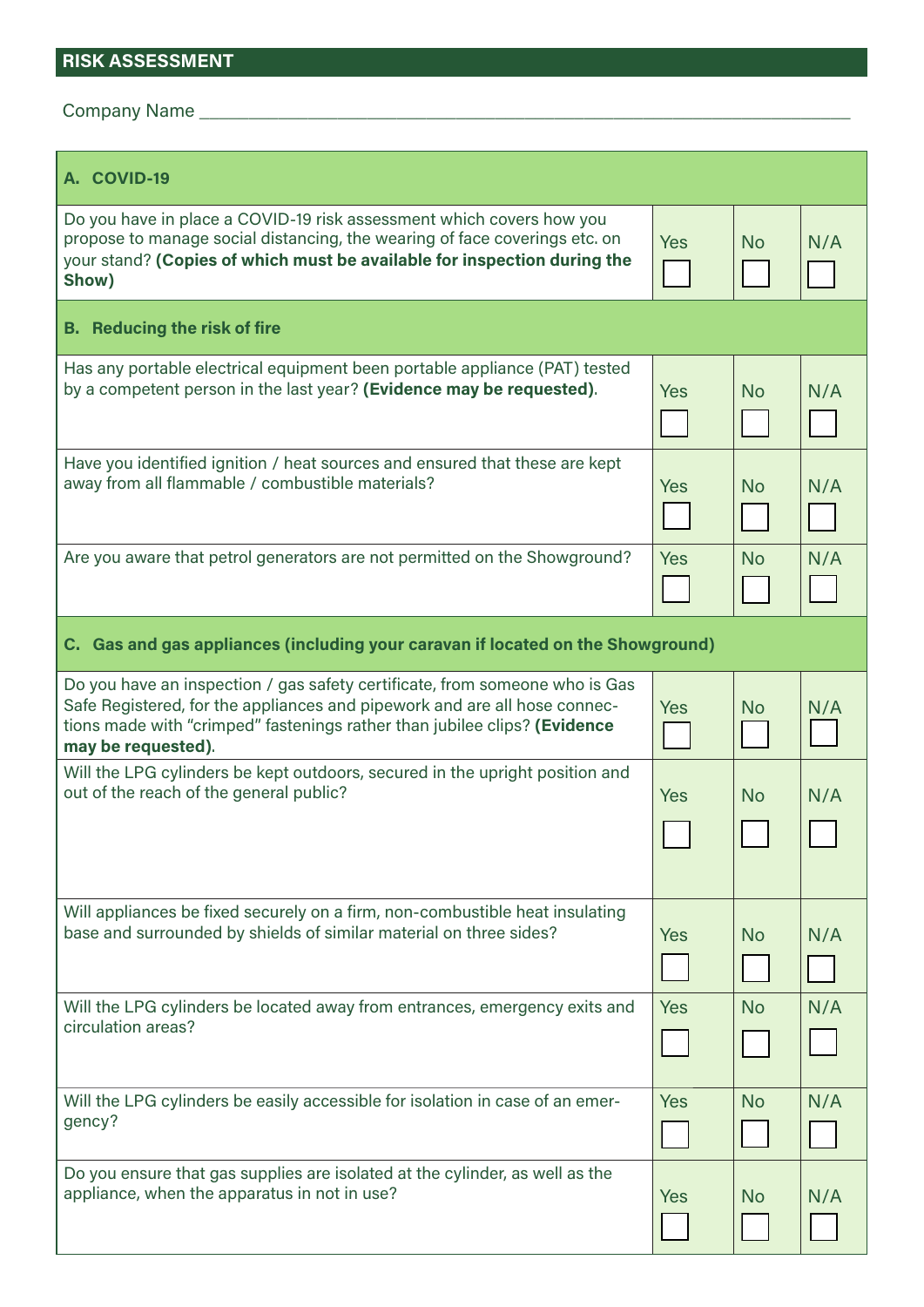## RISK ASSESSMENT

Company Name ____________________________________________

| A. COVID-19 | | | |
|---|---|---|---|
| Do you have in place a COVID-19 risk assessment which covers how you propose to manage social distancing, the wearing of face coverings etc. on your stand? **(Copies of which must be available for inspection during the Show)** | Yes ☐ | No ☐ | N/A ☐ |
| **B. Reducing the risk of fire** | | | |
| Has any portable electrical equipment been portable appliance (PAT) tested by a competent person in the last year? **(Evidence may be requested)**. | Yes ☐ | No ☐ | N/A ☐ |
| Have you identified ignition / heat sources and ensured that these are kept away from all flammable / combustible materials? | Yes ☐ | No ☐ | N/A ☐ |
| Are you aware that petrol generators are not permitted on the Showground? | Yes ☐ | No ☐ | N/A ☐ |
| **C. Gas and gas appliances (including your caravan if located on the Showground)** | | | |
| Do you have an inspection / gas safety certificate, from someone who is Gas Safe Registered, for the appliances and pipework and are all hose connections made with "crimped" fastenings rather than jubilee clips? **(Evidence may be requested)**. | Yes ☐ | No ☐ | N/A ☐ |
| Will the LPG cylinders be kept outdoors, secured in the upright position and out of the reach of the general public? | Yes ☐ | No ☐ | N/A ☐ |
| Will appliances be fixed securely on a firm, non-combustible heat insulating base and surrounded by shields of similar material on three sides? | Yes ☐ | No ☐ | N/A ☐ |
| Will the LPG cylinders be located away from entrances, emergency exits and circulation areas? | Yes ☐ | No ☐ | N/A ☐ |
| Will the LPG cylinders be easily accessible for isolation in case of an emergency? | Yes ☐ | No ☐ | N/A ☐ |
| Do you ensure that gas supplies are isolated at the cylinder, as well as the appliance, when the apparatus in not in use? | Yes ☐ | No ☐ | N/A ☐ |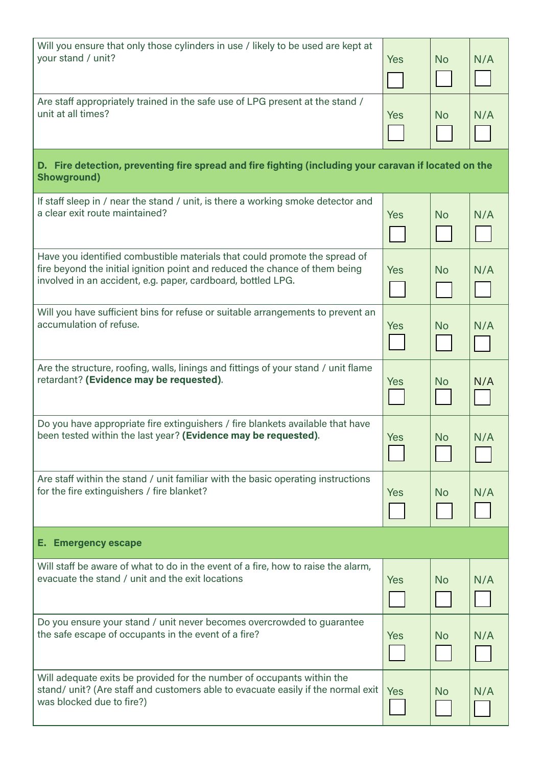| | | | |
|---|---|---|---|
| Will you ensure that only those cylinders in use / likely to be used are kept at your stand / unit? | Yes ☐ | No ☐ | N/A ☐ |
| Are staff appropriately trained in the safe use of LPG present at the stand / unit at all times? | Yes ☐ | No ☐ | N/A ☐ |
| **D. Fire detection, preventing fire spread and fire fighting (including your caravan if located on the Showground)** | | | |
| If staff sleep in / near the stand / unit, is there a working smoke detector and a clear exit route maintained? | Yes ☐ | No ☐ | N/A ☐ |
| Have you identified combustible materials that could promote the spread of fire beyond the initial ignition point and reduced the chance of them being involved in an accident, e.g. paper, cardboard, bottled LPG. | Yes ☐ | No ☐ | N/A ☐ |
| Will you have sufficient bins for refuse or suitable arrangements to prevent an accumulation of refuse. | Yes ☐ | No ☐ | N/A ☐ |
| Are the structure, roofing, walls, linings and fittings of your stand / unit flame retardant? **(Evidence may be requested)**. | Yes ☐ | No ☐ | N/A ☐ |
| Do you have appropriate fire extinguishers / fire blankets available that have been tested within the last year? **(Evidence may be requested)**. | Yes ☐ | No ☐ | N/A ☐ |
| Are staff within the stand / unit familiar with the basic operating instructions for the fire extinguishers / fire blanket? | Yes ☐ | No ☐ | N/A ☐ |
| **E. Emergency escape** | | | |
| Will staff be aware of what to do in the event of a fire, how to raise the alarm, evacuate the stand / unit and the exit locations | Yes ☐ | No ☐ | N/A ☐ |
| Do you ensure your stand / unit never becomes overcrowded to guarantee the safe escape of occupants in the event of a fire? | Yes ☐ | No ☐ | N/A ☐ |
| Will adequate exits be provided for the number of occupants within the stand/ unit? (Are staff and customers able to evacuate easily if the normal exit was blocked due to fire?) | Yes ☐ | No ☐ | N/A ☐ |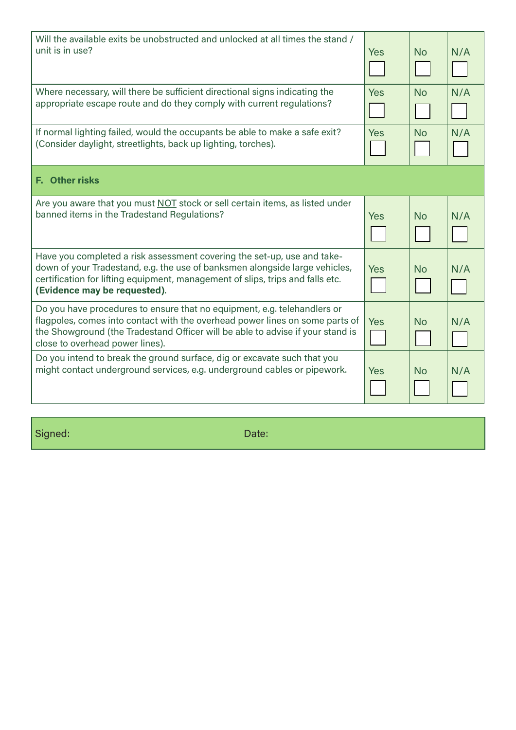| | | | |
|---|---|---|---|
| Will the available exits be unobstructed and unlocked at all times the stand / unit is in use? | Yes ☐ | No ☐ | N/A ☐ |
| Where necessary, will there be sufficient directional signs indicating the appropriate escape route and do they comply with current regulations? | Yes ☐ | No ☐ | N/A ☐ |
| If normal lighting failed, would the occupants be able to make a safe exit? (Consider daylight, streetlights, back up lighting, torches). | Yes ☐ | No ☐ | N/A ☐ |
| **F. Other risks** | | | |
| Are you aware that you must NOT stock or sell certain items, as listed under banned items in the Tradestand Regulations? | Yes ☐ | No ☐ | N/A ☐ |
| Have you completed a risk assessment covering the set-up, use and take-down of your Tradestand, e.g. the use of banksmen alongside large vehicles, certification for lifting equipment, management of slips, trips and falls etc. **(Evidence may be requested)**. | Yes ☐ | No ☐ | N/A ☐ |
| Do you have procedures to ensure that no equipment, e.g. telehandlers or flagpoles, comes into contact with the overhead power lines on some parts of the Showground (the Tradestand Officer will be able to advise if your stand is close to overhead power lines). | Yes ☐ | No ☐ | N/A ☐ |
| Do you intend to break the ground surface, dig or excavate such that you might contact underground services, e.g. underground cables or pipework. | Yes ☐ | No ☐ | N/A ☐ |

Signed: Date: